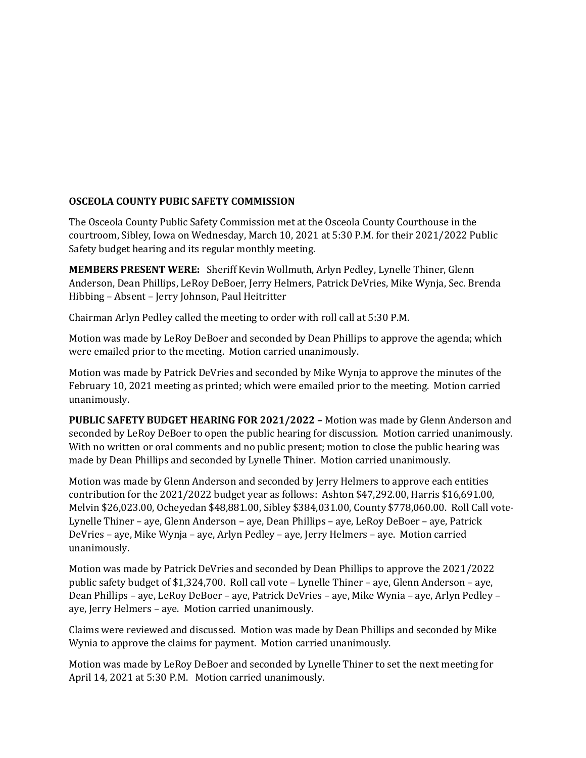**OSCEOLA COUNTY PUBIC SAFETY COMMISSION**

The Osceola County Public Safety Commission met at the Osceola County Courthouse in the courtroom, Sibley, Iowa on Wednesday, March 10, 2021 at 5:30 P.M. for their 2021/2022 Public Safety budget hearing and its regular monthly meeting.

**MEMBERS PRESENT WERE:** Sheriff Kevin Wollmuth, Arlyn Pedley, Lynelle Thiner, Glenn Anderson, Dean Phillips, LeRoy DeBoer, Jerry Helmers, Patrick DeVries, Mike Wynja, Sec. Brenda Hibbing – Absent – Jerry Johnson, Paul Heitritter

Chairman Arlyn Pedley called the meeting to order with roll call at 5:30 P.M.

Motion was made by LeRoy DeBoer and seconded by Dean Phillips to approve the agenda; which were emailed prior to the meeting. Motion carried unanimously.

Motion was made by Patrick DeVries and seconded by Mike Wynja to approve the minutes of the February 10, 2021 meeting as printed; which were emailed prior to the meeting. Motion carried unanimously.

**PUBLIC SAFETY BUDGET HEARING FOR 2021/2022 –** Motion was made by Glenn Anderson and seconded by LeRoy DeBoer to open the public hearing for discussion. Motion carried unanimously. With no written or oral comments and no public present; motion to close the public hearing was made by Dean Phillips and seconded by Lynelle Thiner. Motion carried unanimously.

Motion was made by Glenn Anderson and seconded by Jerry Helmers to approve each entities contribution for the 2021/2022 budget year as follows: Ashton $47,292.00, Harris $16,691.00, Melvin $26,023.00, Ocheyedan $48,881.00, Sibley $384,031.00, County $778,060.00. Roll Call vote- Lynelle Thiner – aye, Glenn Anderson – aye, Dean Phillips – aye, LeRoy DeBoer – aye, Patrick DeVries – aye, Mike Wynja – aye, Arlyn Pedley – aye, Jerry Helmers – aye. Motion carried unanimously.

Motion was made by Patrick DeVries and seconded by Dean Phillips to approve the 2021/2022 public safety budget of $1,324,700. Roll call vote – Lynelle Thiner – aye, Glenn Anderson – aye, Dean Phillips – aye, LeRoy DeBoer – aye, Patrick DeVries – aye, Mike Wynia – aye, Arlyn Pedley – aye, Jerry Helmers – aye. Motion carried unanimously.

Claims were reviewed and discussed. Motion was made by Dean Phillips and seconded by Mike Wynia to approve the claims for payment. Motion carried unanimously.

Motion was made by LeRoy DeBoer and seconded by Lynelle Thiner to set the next meeting for April 14, 2021 at 5:30 P.M. Motion carried unanimously.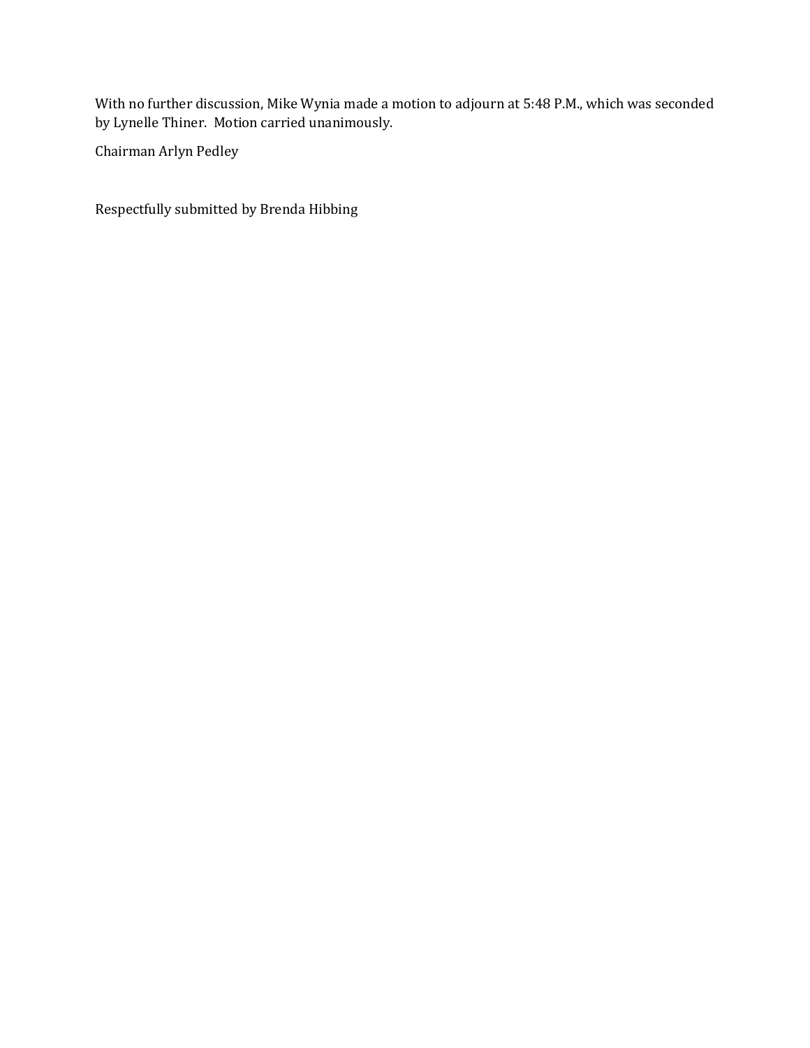With no further discussion, Mike Wynia made a motion to adjourn at 5:48 P.M., which was seconded by Lynelle Thiner. Motion carried unanimously.

Chairman Arlyn Pedley

Respectfully submitted by Brenda Hibbing